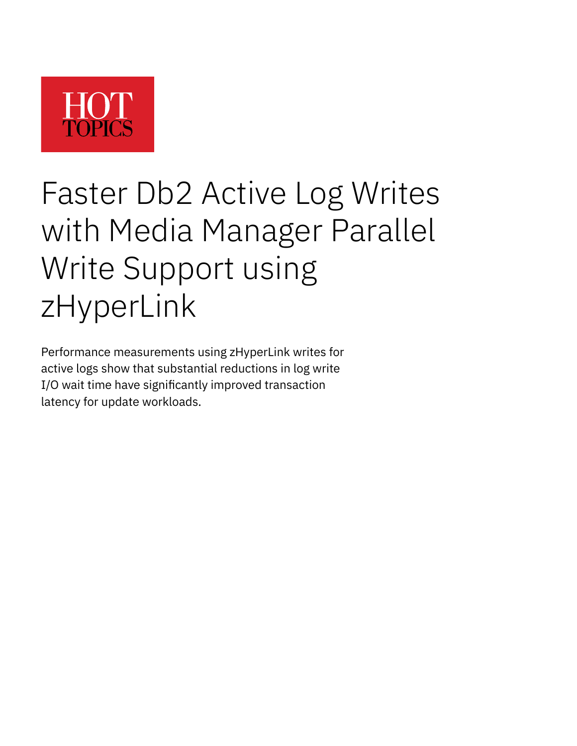HOT TOPICS

# Faster Db2 Active Log Writes with Media Manager Parallel Write Support using zHyperLink

Performance measurements using zHyperLink writes for active logs show that substantial reductions in log write I/O wait time have significantly improved transaction latency for update workloads.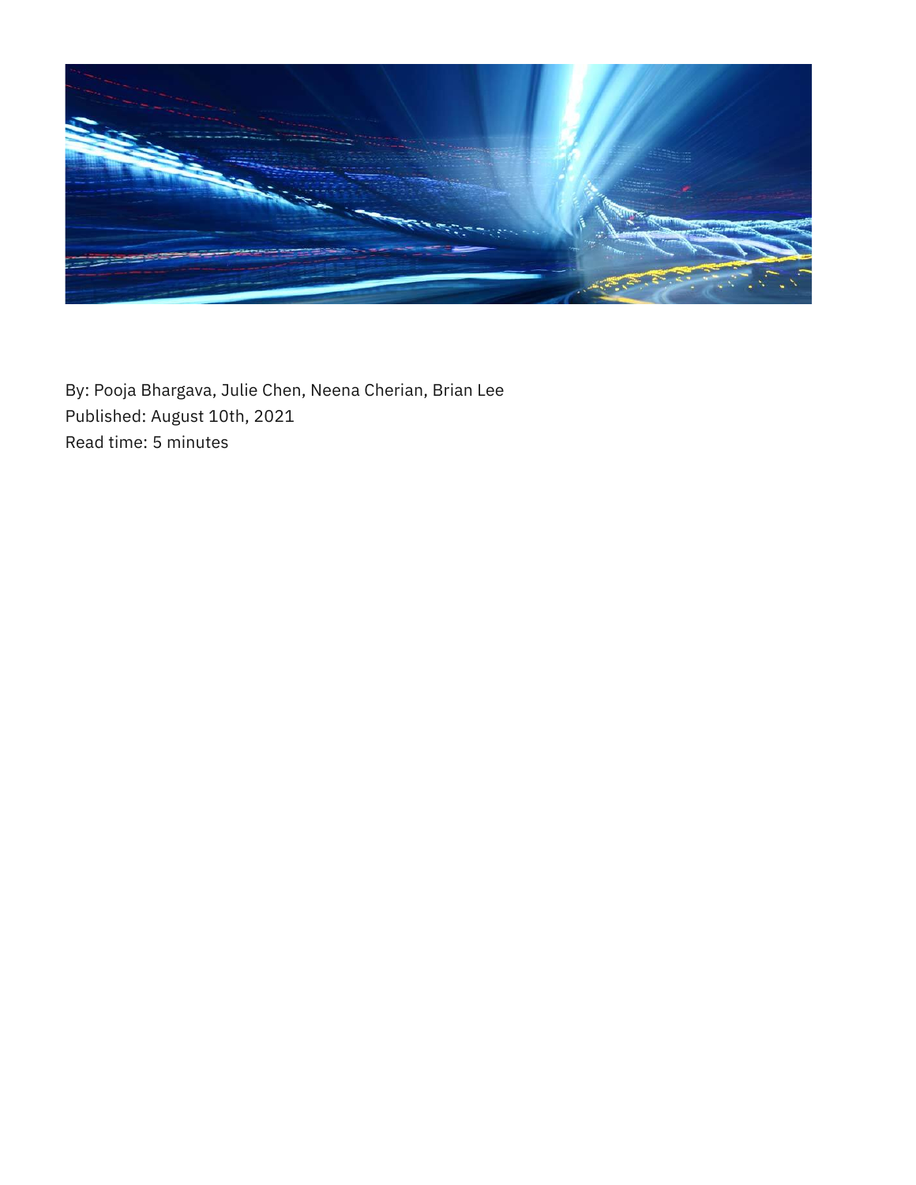By: Pooja Bhargava, Julie Chen, Neena Cherian, Brian Lee
Published: August 10th, 2021
Read time: 5 minutes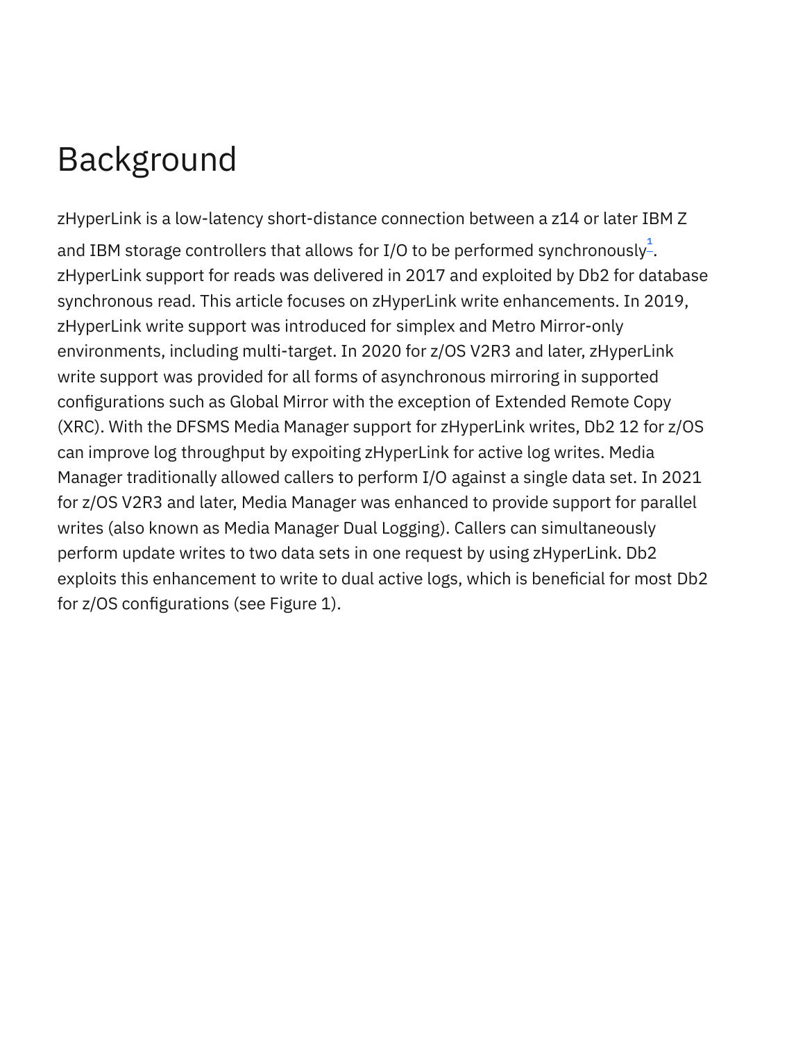# Background

zHyperLink is a low-latency short-distance connection between a z14 or later IBM Z and IBM storage controllers that allows for I/O to be performed synchronously[1]. zHyperLink support for reads was delivered in 2017 and exploited by Db2 for database synchronous read. This article focuses on zHyperLink write enhancements. In 2019, zHyperLink write support was introduced for simplex and Metro Mirror-only environments, including multi-target. In 2020 for z/OS V2R3 and later, zHyperLink write support was provided for all forms of asynchronous mirroring in supported configurations such as Global Mirror with the exception of Extended Remote Copy (XRC). With the DFSMS Media Manager support for zHyperLink writes, Db2 12 for z/OS can improve log throughput by expoiting zHyperLink for active log writes. Media Manager traditionally allowed callers to perform I/O against a single data set. In 2021 for z/OS V2R3 and later, Media Manager was enhanced to provide support for parallel writes (also known as Media Manager Dual Logging). Callers can simultaneously perform update writes to two data sets in one request by using zHyperLink. Db2 exploits this enhancement to write to dual active logs, which is beneficial for most Db2 for z/OS configurations (see Figure 1).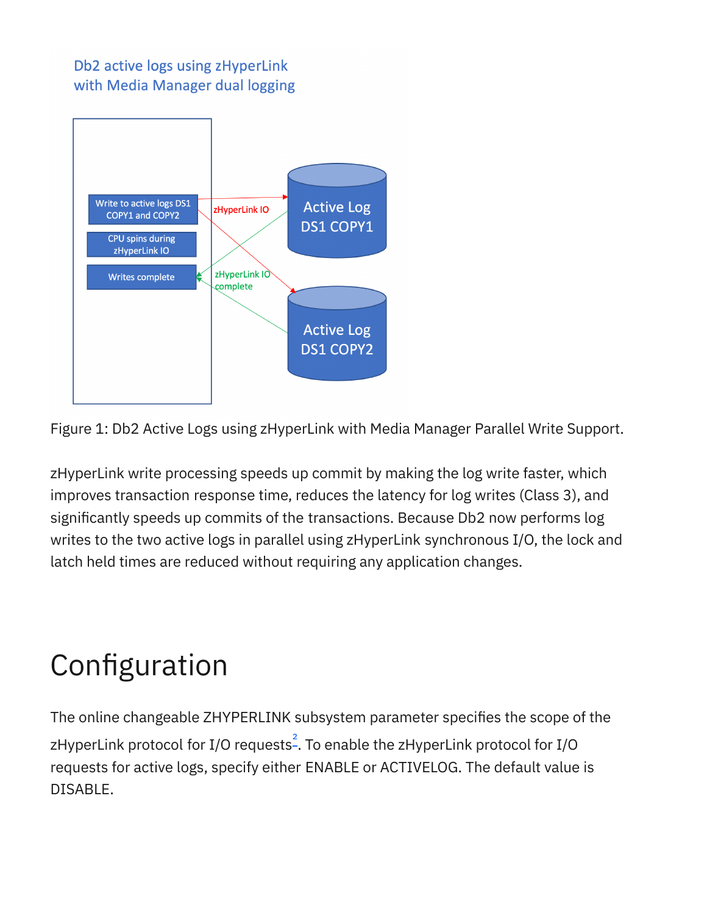Db2 active logs using zHyperLink with Media Manager dual logging

Write to active logs DS1 COPY1 and COPY2

CPU spins during zHyperLink IO

Writes complete

zHyperLink IO

zHyperLink IO complete

Active Log DS1 COPY1

Active Log DS1 COPY2

Figure 1: Db2 Active Logs using zHyperLink with Media Manager Parallel Write Support.

zHyperLink write processing speeds up commit by making the log write faster, which improves transaction response time, reduces the latency for log writes (Class 3), and significantly speeds up commits of the transactions. Because Db2 now performs log writes to the two active logs in parallel using zHyperLink synchronous I/O, the lock and latch held times are reduced without requiring any application changes.

# Configuration

The online changeable ZHYPERLINK subsystem parameter specifies the scope of the zHyperLink protocol for I/O requests[2]. To enable the zHyperLink protocol for I/O requests for active logs, specify either ENABLE or ACTIVELOG. The default value is DISABLE.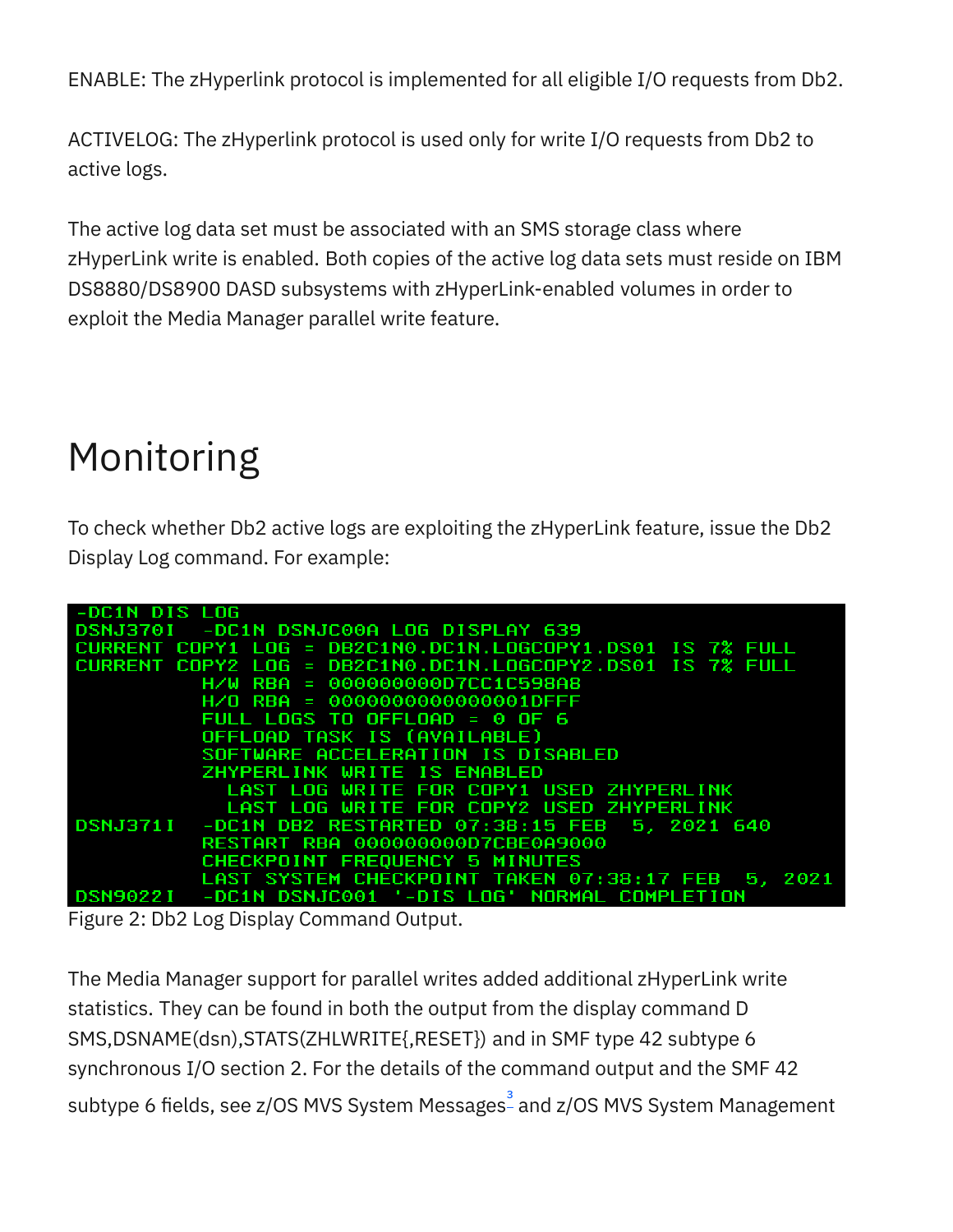ENABLE: The zHyperlink protocol is implemented for all eligible I/O requests from Db2.

ACTIVELOG: The zHyperlink protocol is used only for write I/O requests from Db2 to active logs.

The active log data set must be associated with an SMS storage class where zHyperLink write is enabled. Both copies of the active log data sets must reside on IBM DS8880/DS8900 DASD subsystems with zHyperLink-enabled volumes in order to exploit the Media Manager parallel write feature.

# Monitoring

To check whether Db2 active logs are exploiting the zHyperLink feature, issue the Db2 Display Log command. For example:

```
-DC1N DIS LOG
DSNJ370I  -DC1N DSNJC00A LOG DISPLAY 639
CURRENT COPY1 LOG = DB2C1N0.DC1N.LOGCOPY1.DS01 IS 7% FULL
CURRENT COPY2 LOG = DB2C1N0.DC1N.LOGCOPY2.DS01 IS 7% FULL
          H/W RBA = 000000000D7CC1C598A8
          H/O RBA = 0000000000000001DFFF
          FULL LOGS TO OFFLOAD = 0 OF 6
          OFFLOAD TASK IS (AVAILABLE)
          SOFTWARE ACCELERATION IS DISABLED
          ZHYPERLINK WRITE IS ENABLED
            LAST LOG WRITE FOR COPY1 USED ZHYPERLINK
            LAST LOG WRITE FOR COPY2 USED ZHYPERLINK
DSNJ371I  -DC1N DB2 RESTARTED 07:38:15 FEB  5, 2021 640
          RESTART RBA 000000000D7CBE0A9000
          CHECKPOINT FREQUENCY 5 MINUTES
          LAST SYSTEM CHECKPOINT TAKEN 07:38:17 FEB  5, 2021
DSN9022I  -DC1N DSNJC001 '-DIS LOG' NORMAL COMPLETION
```

Figure 2: Db2 Log Display Command Output.

The Media Manager support for parallel writes added additional zHyperLink write statistics. They can be found in both the output from the display command D SMS,DSNAME(dsn),STATS(ZHLWRITE{,RESET}) and in SMF type 42 subtype 6 synchronous I/O section 2. For the details of the command output and the SMF 42 subtype 6 fields, see z/OS MVS System Messages[3] and z/OS MVS System Management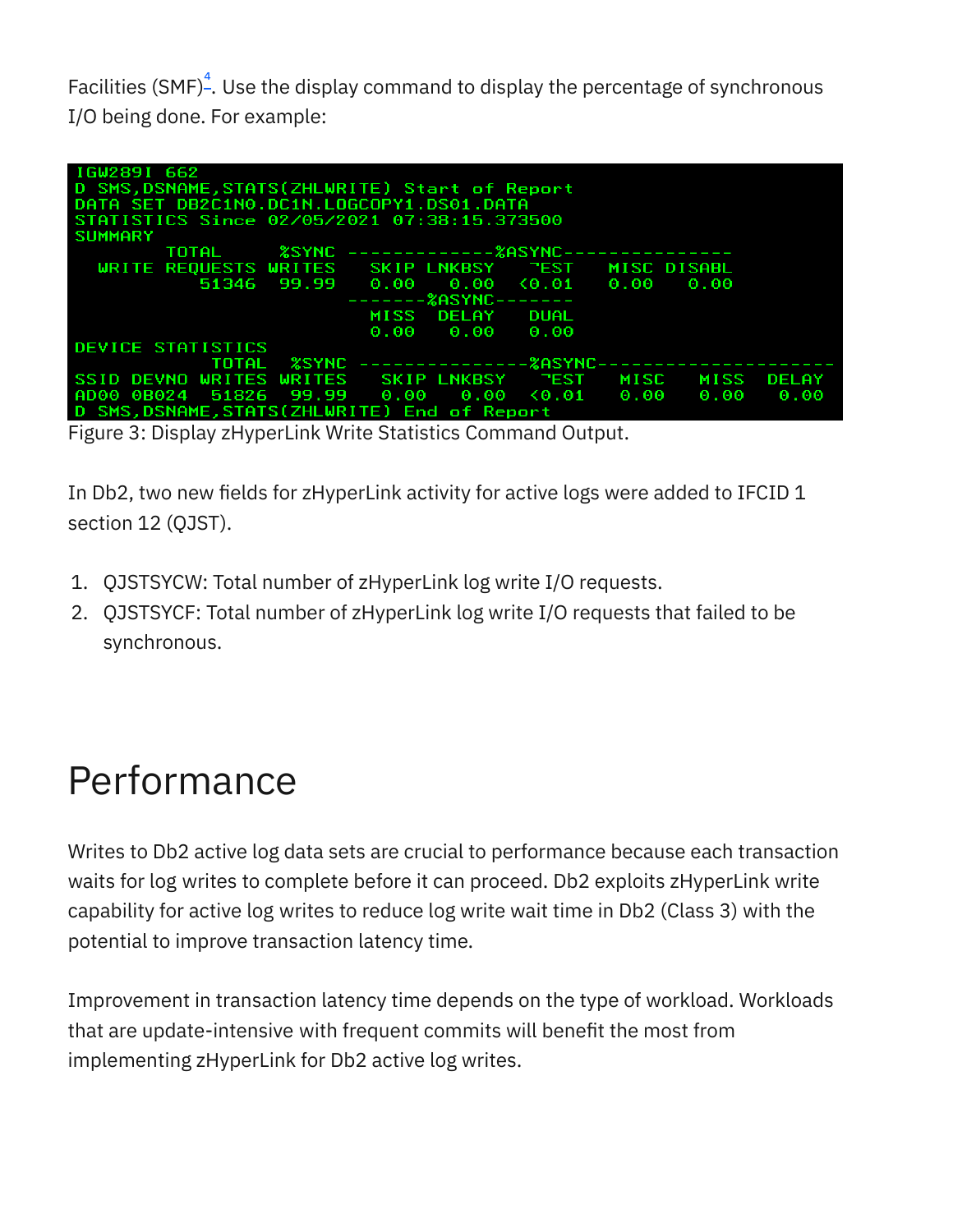Facilities (SMF)[4]. Use the display command to display the percentage of synchronous I/O being done. For example:

```
IGW289I 662
D SMS,DSNAME,STATS(ZHLWRITE) Start of Report
DATA SET DB2C1N0.DC1N.LOGCOPY1.DS01.DATA
STATISTICS Since 02/05/2021 07:38:15.373500
SUMMARY
        TOTAL      %SYNC -------------%ASYNC---------------
  WRITE REQUESTS WRITES    SKIP LNKBSY   ¬EST    MISC DISABL
           51346  99.99    0.00   0.00  <0.01    0.00   0.00
                         -------%ASYNC-------
                           MISS  DELAY   DUAL
                           0.00   0.00   0.00
DEVICE STATISTICS
            TOTAL  %SYNC ---------------%ASYNC---------------------
SSID DEVNO WRITES WRITES    SKIP LNKBSY   ¬EST    MISC    MISS  DELAY
AD00 0B024  51826  99.99    0.00   0.00  <0.01    0.00    0.00   0.00
D SMS,DSNAME,STATS(ZHLWRITE) End of Report
```

Figure 3: Display zHyperLink Write Statistics Command Output.

In Db2, two new fields for zHyperLink activity for active logs were added to IFCID 1 section 12 (QJST).

1. QJSTSYCW: Total number of zHyperLink log write I/O requests.
2. QJSTSYCF: Total number of zHyperLink log write I/O requests that failed to be synchronous.

# Performance

Writes to Db2 active log data sets are crucial to performance because each transaction waits for log writes to complete before it can proceed. Db2 exploits zHyperLink write capability for active log writes to reduce log write wait time in Db2 (Class 3) with the potential to improve transaction latency time.

Improvement in transaction latency time depends on the type of workload. Workloads that are update-intensive with frequent commits will benefit the most from implementing zHyperLink for Db2 active log writes.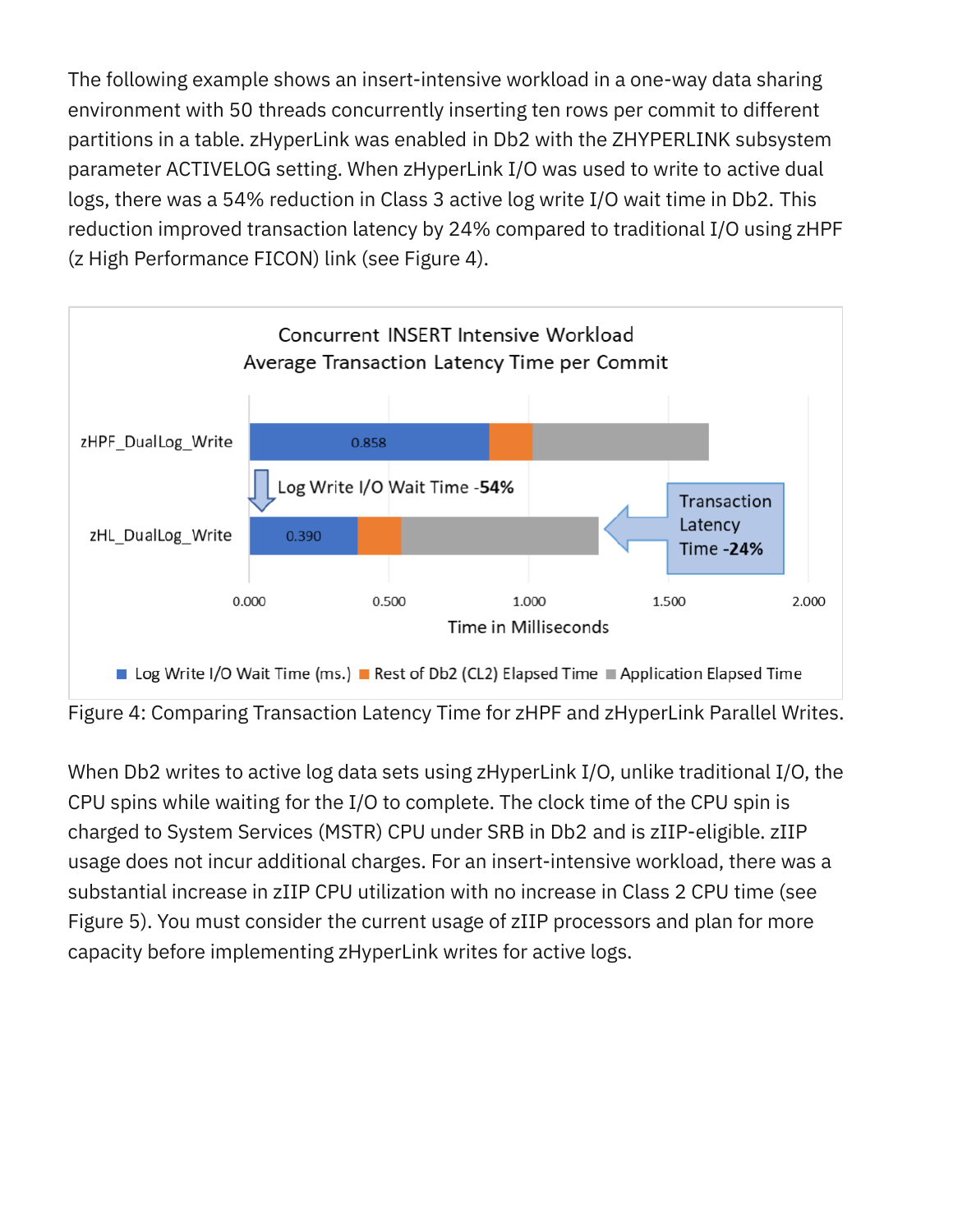The following example shows an insert-intensive workload in a one-way data sharing environment with 50 threads concurrently inserting ten rows per commit to different partitions in a table. zHyperLink was enabled in Db2 with the ZHYPERLINK subsystem parameter ACTIVELOG setting. When zHyperLink I/O was used to write to active dual logs, there was a 54% reduction in Class 3 active log write I/O wait time in Db2. This reduction improved transaction latency by 24% compared to traditional I/O using zHPF (z High Performance FICON) link (see Figure 4).

Figure 4: Comparing Transaction Latency Time for zHPF and zHyperLink Parallel Writes.

When Db2 writes to active log data sets using zHyperLink I/O, unlike traditional I/O, the CPU spins while waiting for the I/O to complete. The clock time of the CPU spin is charged to System Services (MSTR) CPU under SRB in Db2 and is zIIP-eligible. zIIP usage does not incur additional charges. For an insert-intensive workload, there was a substantial increase in zIIP CPU utilization with no increase in Class 2 CPU time (see Figure 5). You must consider the current usage of zIIP processors and plan for more capacity before implementing zHyperLink writes for active logs.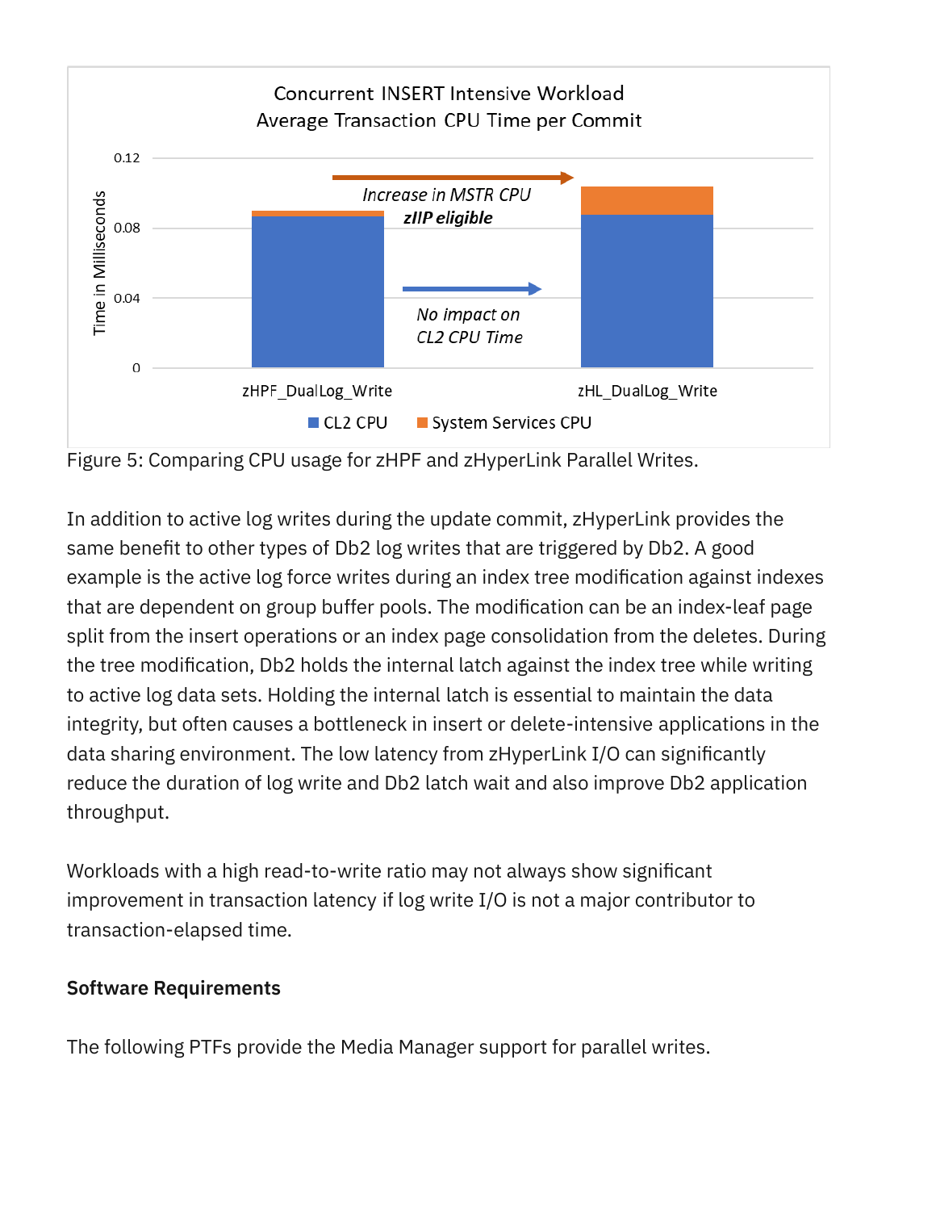Figure 5: Comparing CPU usage for zHPF and zHyperLink Parallel Writes.

In addition to active log writes during the update commit, zHyperLink provides the same benefit to other types of Db2 log writes that are triggered by Db2. A good example is the active log force writes during an index tree modification against indexes that are dependent on group buffer pools. The modification can be an index-leaf page split from the insert operations or an index page consolidation from the deletes. During the tree modification, Db2 holds the internal latch against the index tree while writing to active log data sets. Holding the internal latch is essential to maintain the data integrity, but often causes a bottleneck in insert or delete-intensive applications in the data sharing environment. The low latency from zHyperLink I/O can significantly reduce the duration of log write and Db2 latch wait and also improve Db2 application throughput.

Workloads with a high read-to-write ratio may not always show significant improvement in transaction latency if log write I/O is not a major contributor to transaction-elapsed time.

**Software Requirements**

The following PTFs provide the Media Manager support for parallel writes.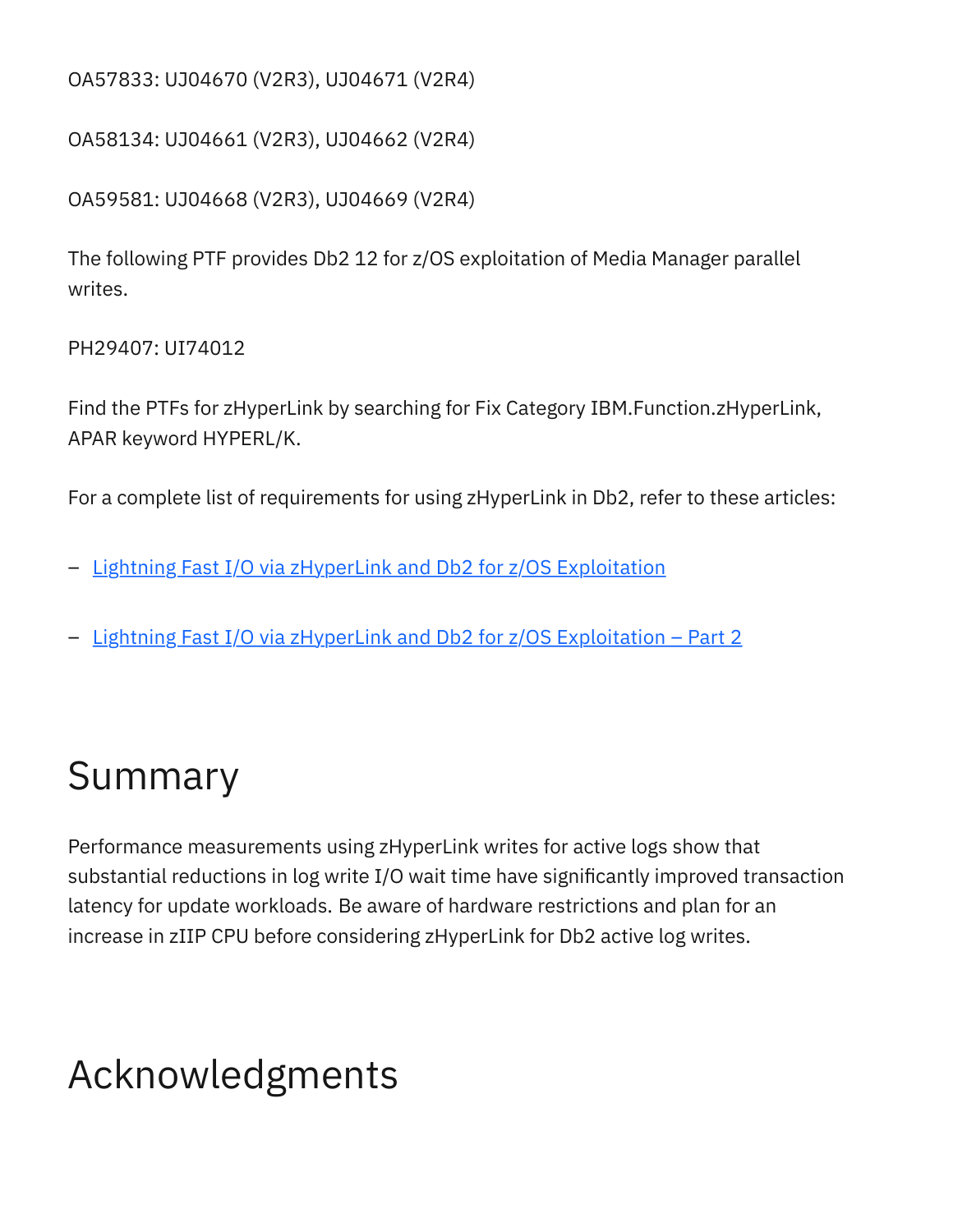OA57833: UJ04670 (V2R3), UJ04671 (V2R4)

OA58134: UJ04661 (V2R3), UJ04662 (V2R4)

OA59581: UJ04668 (V2R3), UJ04669 (V2R4)

The following PTF provides Db2 12 for z/OS exploitation of Media Manager parallel writes.

PH29407: UI74012

Find the PTFs for zHyperLink by searching for Fix Category IBM.Function.zHyperLink, APAR keyword HYPERL/K.

For a complete list of requirements for using zHyperLink in Db2, refer to these articles:

- Lightning Fast I/O via zHyperLink and Db2 for z/OS Exploitation
- Lightning Fast I/O via zHyperLink and Db2 for z/OS Exploitation – Part 2

# Summary

Performance measurements using zHyperLink writes for active logs show that substantial reductions in log write I/O wait time have significantly improved transaction latency for update workloads. Be aware of hardware restrictions and plan for an increase in zIIP CPU before considering zHyperLink for Db2 active log writes.

# Acknowledgments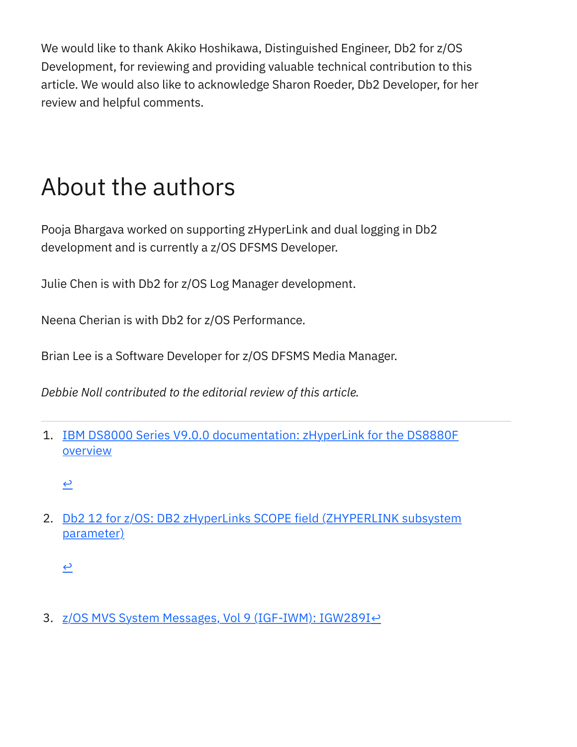We would like to thank Akiko Hoshikawa, Distinguished Engineer, Db2 for z/OS Development, for reviewing and providing valuable technical contribution to this article. We would also like to acknowledge Sharon Roeder, Db2 Developer, for her review and helpful comments.

# About the authors

Pooja Bhargava worked on supporting zHyperLink and dual logging in Db2 development and is currently a z/OS DFSMS Developer.

Julie Chen is with Db2 for z/OS Log Manager development.

Neena Cherian is with Db2 for z/OS Performance.

Brian Lee is a Software Developer for z/OS DFSMS Media Manager.

*Debbie Noll contributed to the editorial review of this article.*

---

1. IBM DS8000 Series V9.0.0 documentation: zHyperLink for the DS8880F overview

   ↩

2. Db2 12 for z/OS: DB2 zHyperLinks SCOPE field (ZHYPERLINK subsystem parameter)

   ↩

3. z/OS MVS System Messages, Vol 9 (IGF-IWM): IGW289I↩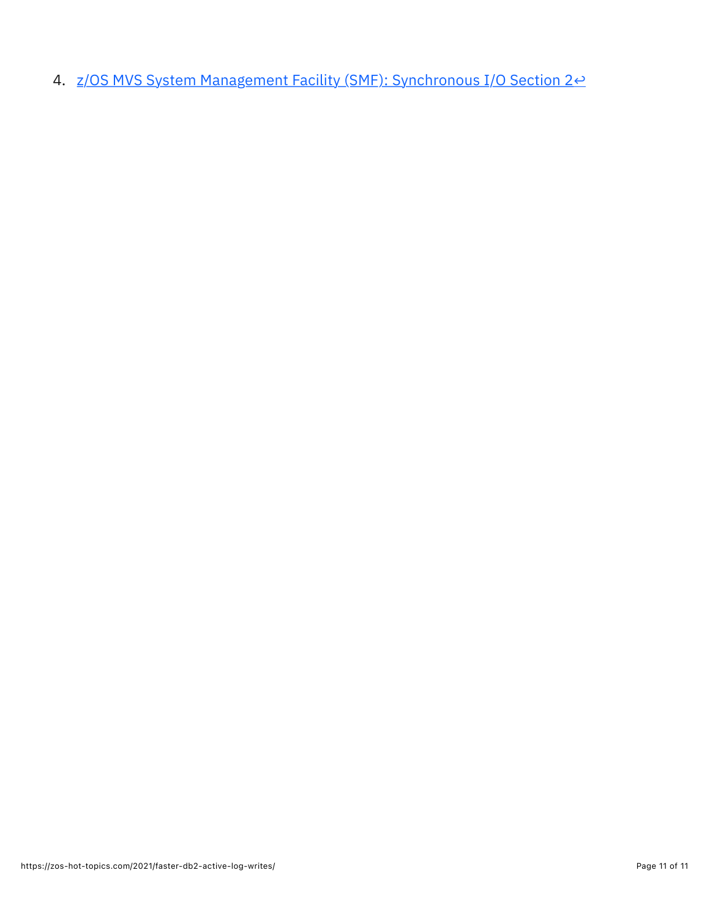4. z/OS MVS System Management Facility (SMF): Synchronous I/O Section 2↩